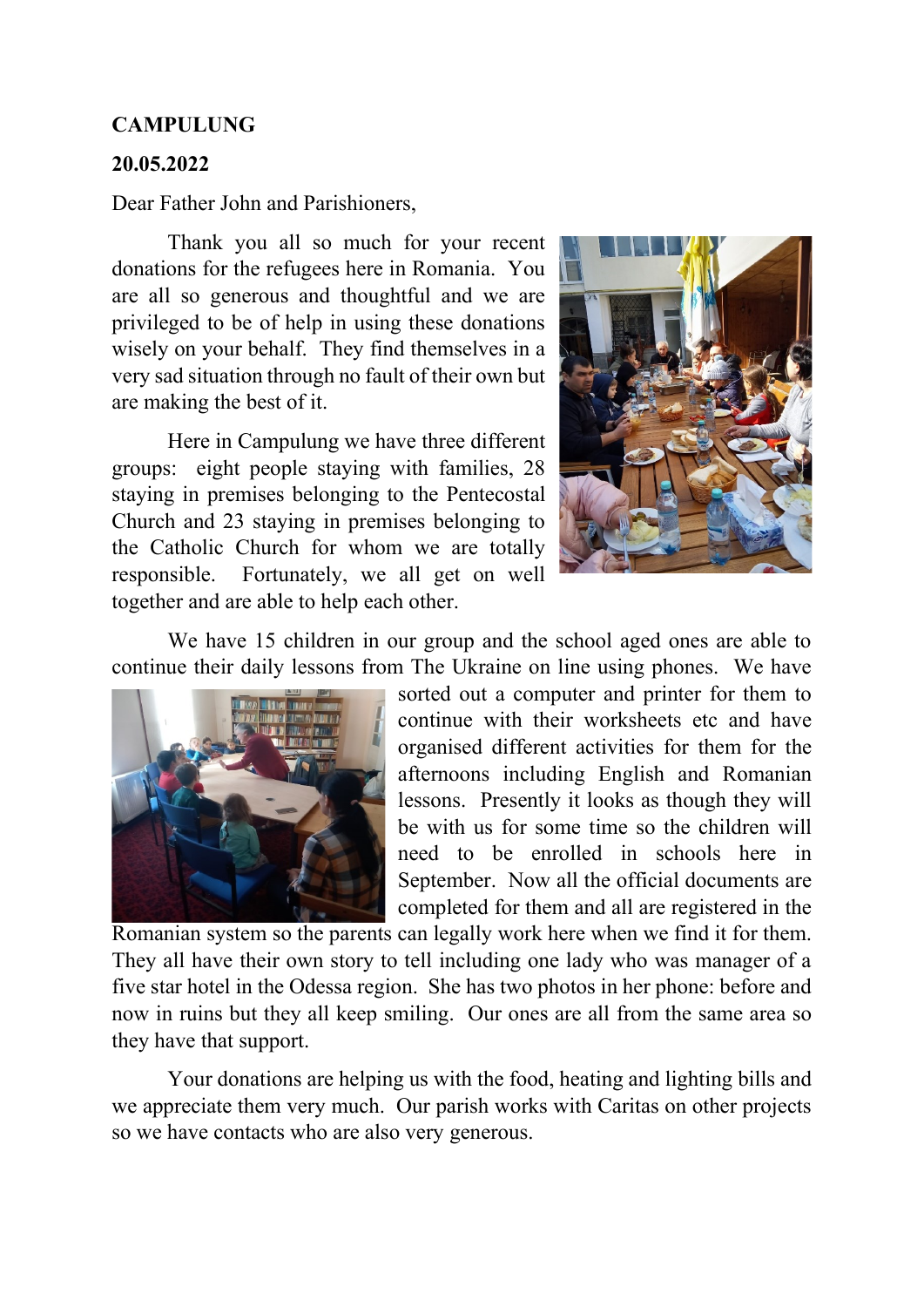**CAMPULUNG**

**20.05.2022**

Dear Father John and Parishioners,

Thank you all so much for your recent donations for the refugees here in Romania. You are all so generous and thoughtful and we are privileged to be of help in using these donations wisely on your behalf. They find themselves in a very sad situation through no fault of their own but are making the best of it.

Here in Campulung we have three different groups: eight people staying with families, 28 staying in premises belonging to the Pentecostal Church and 23 staying in premises belonging to the Catholic Church for whom we are totally responsible. Fortunately, we all get on well together and are able to help each other.

We have 15 children in our group and the school aged ones are able to continue their daily lessons from The Ukraine on line using phones. We have sorted out a computer and printer for them to continue with their worksheets etc and have organised different activities for them for the afternoons including English and Romanian lessons. Presently it looks as though they will be with us for some time so the children will need to be enrolled in schools here in September. Now all the official documents are completed for them and all are registered in the Romanian system so the parents can legally work here when we find it for them. They all have their own story to tell including one lady who was manager of a five star hotel in the Odessa region. She has two photos in her phone: before and now in ruins but they all keep smiling. Our ones are all from the same area so they have that support.

Your donations are helping us with the food, heating and lighting bills and we appreciate them very much. Our parish works with Caritas on other projects so we have contacts who are also very generous.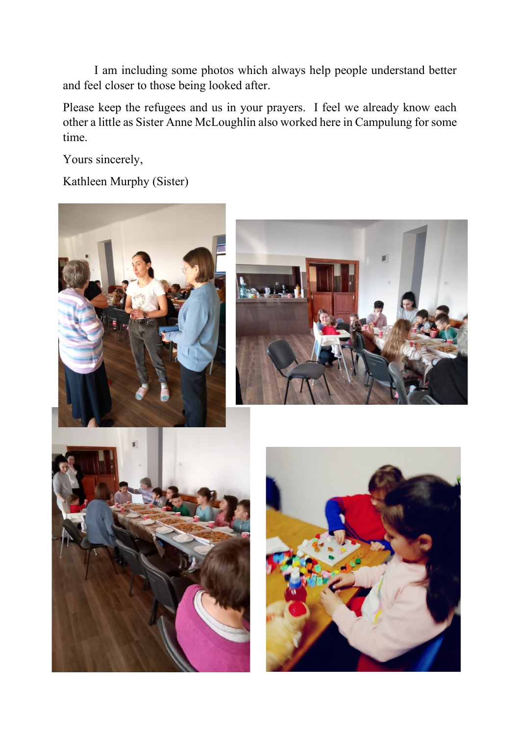I am including some photos which always help people understand better and feel closer to those being looked after.

Please keep the refugees and us in your prayers. I feel we already know each other a little as Sister Anne McLoughlin also worked here in Campulung for some time.

Yours sincerely,

Kathleen Murphy (Sister)